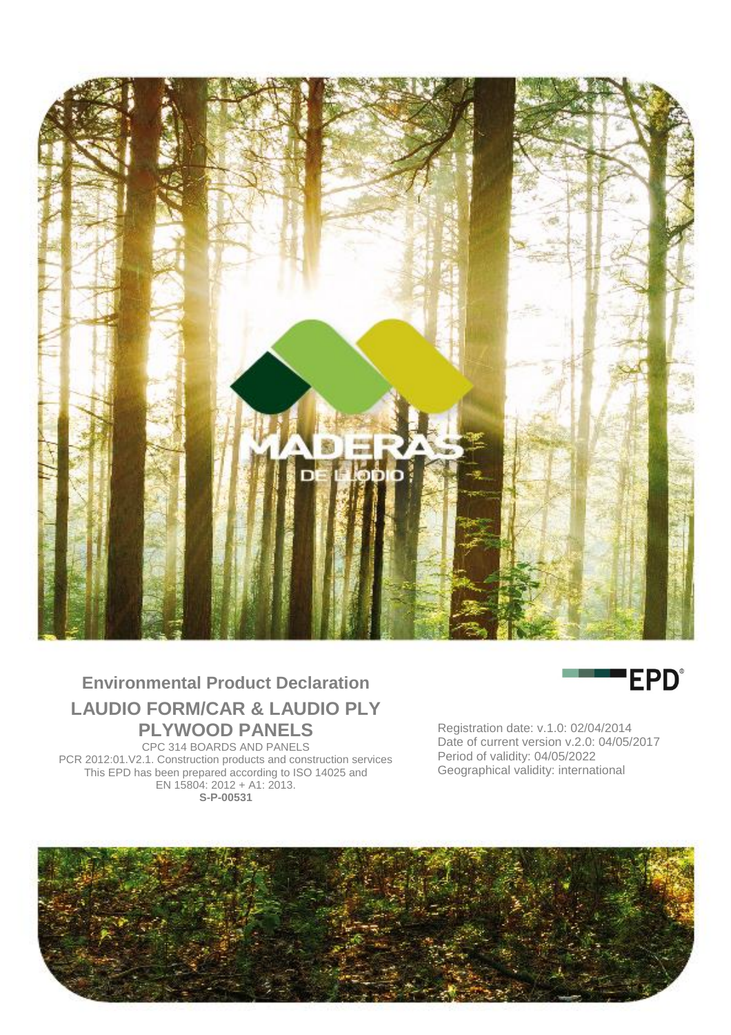MADERAS DE LLODIO

# Environmental Product Declaration

## LAUDIO FORM/CAR & LAUDIO PLY PLYWOOD PANELS

CPC 314 BOARDS AND PANELS
PCR 2012:01.V2.1. Construction products and construction services
This EPD has been prepared according to ISO 14025 and EN 15804: 2012 + A1: 2013.
**S-P-00531**

EPD®

Registration date: v.1.0: 02/04/2014
Date of current version v.2.0: 04/05/2017
Period of validity: 04/05/2022
Geographical validity: international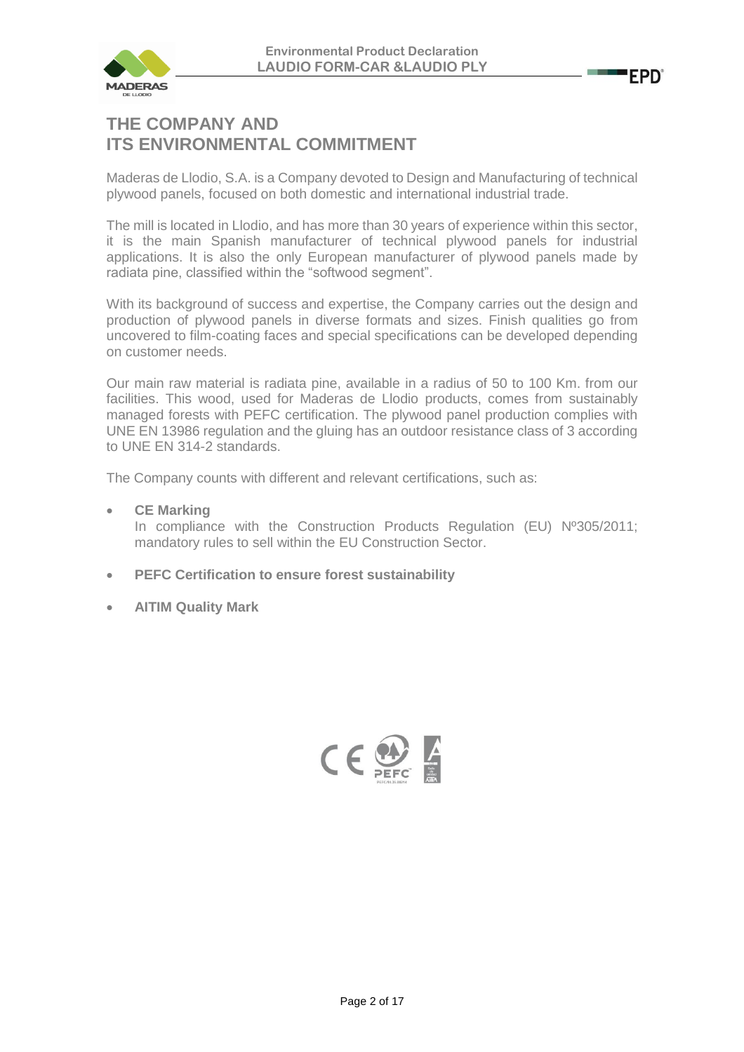## THE COMPANY AND ITS ENVIRONMENTAL COMMITMENT

Maderas de Llodio, S.A. is a Company devoted to Design and Manufacturing of technical plywood panels, focused on both domestic and international industrial trade.

The mill is located in Llodio, and has more than 30 years of experience within this sector, it is the main Spanish manufacturer of technical plywood panels for industrial applications. It is also the only European manufacturer of plywood panels made by radiata pine, classified within the "softwood segment".

With its background of success and expertise, the Company carries out the design and production of plywood panels in diverse formats and sizes. Finish qualities go from uncovered to film-coating faces and special specifications can be developed depending on customer needs.

Our main raw material is radiata pine, available in a radius of 50 to 100 Km. from our facilities. This wood, used for Maderas de Llodio products, comes from sustainably managed forests with PEFC certification. The plywood panel production complies with UNE EN 13986 regulation and the gluing has an outdoor resistance class of 3 according to UNE EN 314-2 standards.

The Company counts with different and relevant certifications, such as:

- **CE Marking**
  In compliance with the Construction Products Regulation (EU) Nº305/2011; mandatory rules to sell within the EU Construction Sector.
- **PEFC Certification to ensure forest sustainability**
- **AITIM Quality Mark**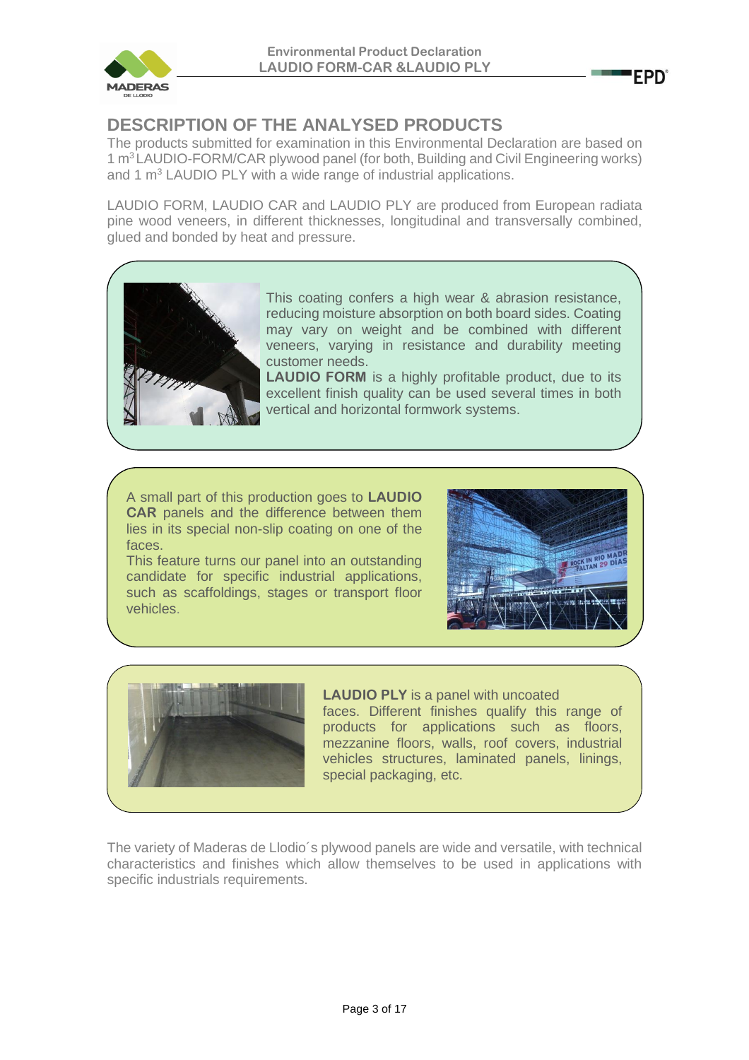## DESCRIPTION OF THE ANALYSED PRODUCTS

The products submitted for examination in this Environmental Declaration are based on 1 m$^3$ LAUDIO-FORM/CAR plywood panel (for both, Building and Civil Engineering works) and 1 m$^3$ LAUDIO PLY with a wide range of industrial applications.

LAUDIO FORM, LAUDIO CAR and LAUDIO PLY are produced from European radiata pine wood veneers, in different thicknesses, longitudinal and transversally combined, glued and bonded by heat and pressure.

This coating confers a high wear & abrasion resistance, reducing moisture absorption on both board sides. Coating may vary on weight and be combined with different veneers, varying in resistance and durability meeting customer needs.

**LAUDIO FORM** is a highly profitable product, due to its excellent finish quality can be used several times in both vertical and horizontal formwork systems.

A small part of this production goes to **LAUDIO CAR** panels and the difference between them lies in its special non-slip coating on one of the faces.

This feature turns our panel into an outstanding candidate for specific industrial applications, such as scaffoldings, stages or transport floor vehicles.

**LAUDIO PLY** is a panel with uncoated faces. Different finishes qualify this range of products for applications such as floors, mezzanine floors, walls, roof covers, industrial vehicles structures, laminated panels, linings, special packaging, etc.

The variety of Maderas de Llodio´s plywood panels are wide and versatile, with technical characteristics and finishes which allow themselves to be used in applications with specific industrials requirements.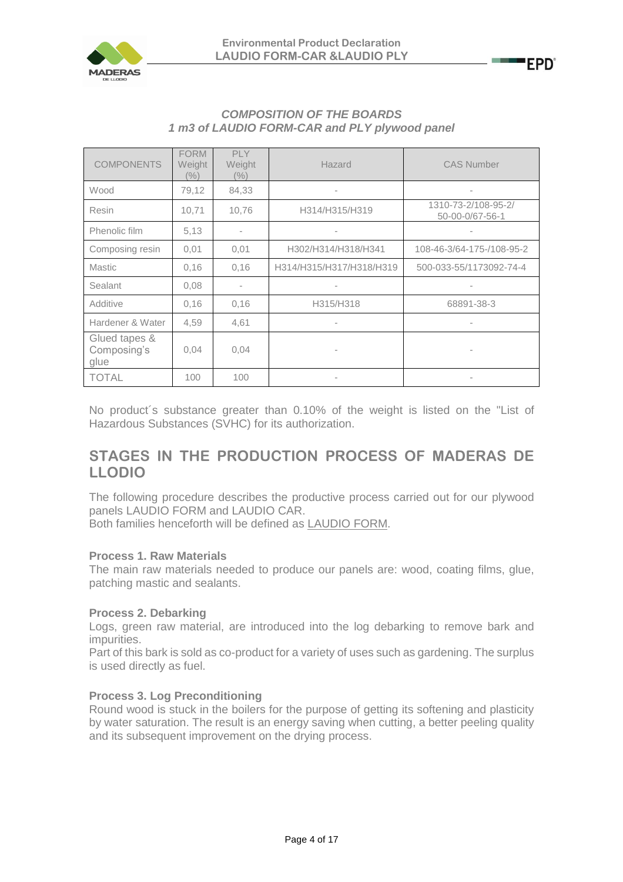*COMPOSITION OF THE BOARDS*
*1 m3 of LAUDIO FORM-CAR and PLY plywood panel*

| COMPONENTS | FORM Weight (%) | PLY Weight (%) | Hazard | CAS Number |
|---|---|---|---|---|
| Wood | 79,12 | 84,33 | - | - |
| Resin | 10,71 | 10,76 | H314/H315/H319 | 1310-73-2/108-95-2/ 50-00-0/67-56-1 |
| Phenolic film | 5,13 | - | - | - |
| Composing resin | 0,01 | 0,01 | H302/H314/H318/H341 | 108-46-3/64-175-/108-95-2 |
| Mastic | 0,16 | 0,16 | H314/H315/H317/H318/H319 | 500-033-55/1173092-74-4 |
| Sealant | 0,08 | - | - | - |
| Additive | 0,16 | 0,16 | H315/H318 | 68891-38-3 |
| Hardener & Water | 4,59 | 4,61 | - | - |
| Glued tapes & Composing's glue | 0,04 | 0,04 | - | - |
| TOTAL | 100 | 100 | - | - |

No product´s substance greater than 0.10% of the weight is listed on the "List of Hazardous Substances (SVHC) for its authorization.

## STAGES IN THE PRODUCTION PROCESS OF MADERAS DE LLODIO

The following procedure describes the productive process carried out for our plywood panels LAUDIO FORM and LAUDIO CAR.
Both families henceforth will be defined as LAUDIO FORM.

**Process 1. Raw Materials**

The main raw materials needed to produce our panels are: wood, coating films, glue, patching mastic and sealants.

**Process 2. Debarking**

Logs, green raw material, are introduced into the log debarking to remove bark and impurities.
Part of this bark is sold as co-product for a variety of uses such as gardening. The surplus is used directly as fuel.

**Process 3. Log Preconditioning**

Round wood is stuck in the boilers for the purpose of getting its softening and plasticity by water saturation. The result is an energy saving when cutting, a better peeling quality and its subsequent improvement on the drying process.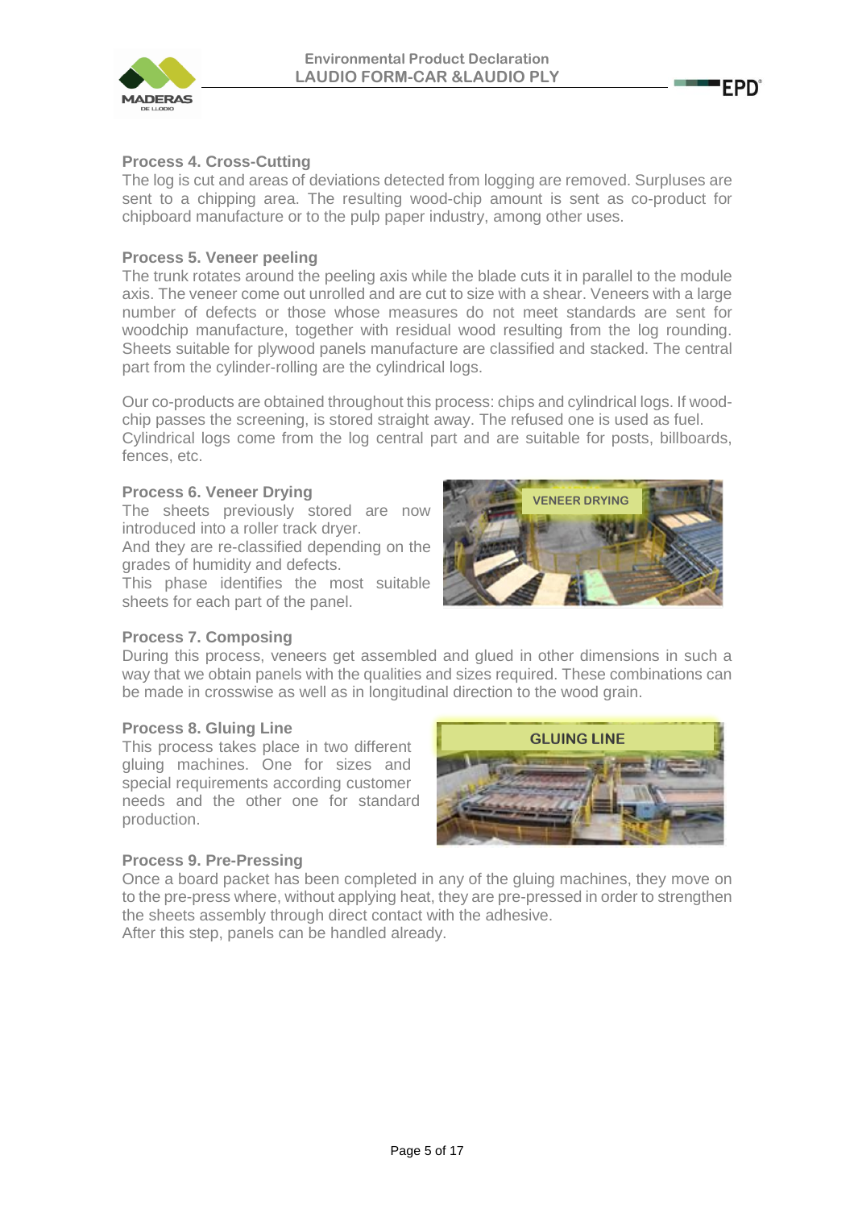### Process 4. Cross-Cutting

The log is cut and areas of deviations detected from logging are removed. Surpluses are sent to a chipping area. The resulting wood-chip amount is sent as co-product for chipboard manufacture or to the pulp paper industry, among other uses.

### Process 5. Veneer peeling

The trunk rotates around the peeling axis while the blade cuts it in parallel to the module axis. The veneer come out unrolled and are cut to size with a shear. Veneers with a large number of defects or those whose measures do not meet standards are sent for woodchip manufacture, together with residual wood resulting from the log rounding. Sheets suitable for plywood panels manufacture are classified and stacked. The central part from the cylinder-rolling are the cylindrical logs.

Our co-products are obtained throughout this process: chips and cylindrical logs. If wood-chip passes the screening, is stored straight away. The refused one is used as fuel. Cylindrical logs come from the log central part and are suitable for posts, billboards, fences, etc.

### Process 6. Veneer Drying

The sheets previously stored are now introduced into a roller track dryer.
And they are re-classified depending on the grades of humidity and defects.
This phase identifies the most suitable sheets for each part of the panel.

VENEER DRYING

### Process 7. Composing

During this process, veneers get assembled and glued in other dimensions in such a way that we obtain panels with the qualities and sizes required. These combinations can be made in crosswise as well as in longitudinal direction to the wood grain.

### Process 8. Gluing Line

This process takes place in two different gluing machines. One for sizes and special requirements according customer needs and the other one for standard production.

GLUING LINE

### Process 9. Pre-Pressing

Once a board packet has been completed in any of the gluing machines, they move on to the pre-press where, without applying heat, they are pre-pressed in order to strengthen the sheets assembly through direct contact with the adhesive.
After this step, panels can be handled already.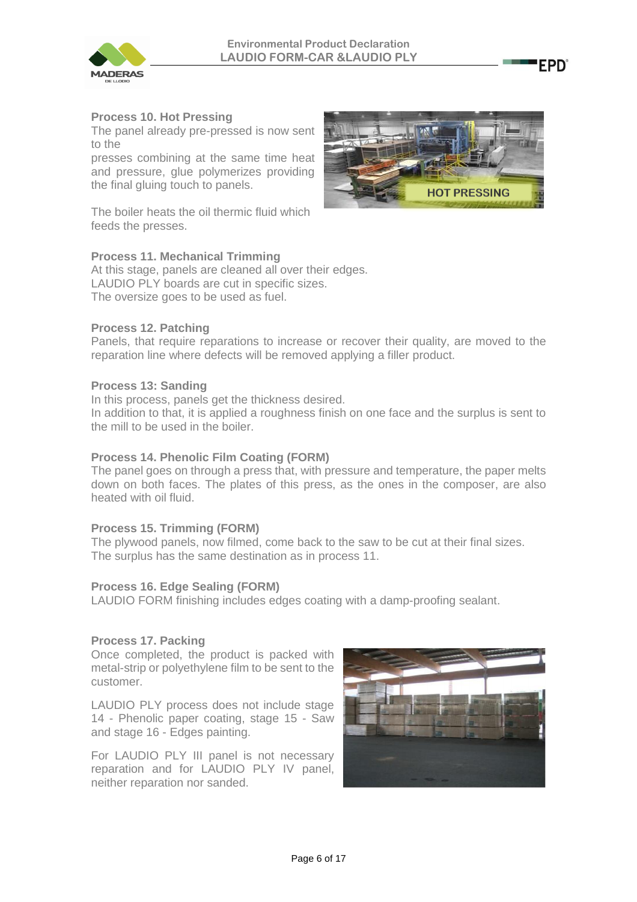**Process 10. Hot Pressing**

The panel already pre-pressed is now sent to the presses combining at the same time heat and pressure, glue polymerizes providing the final gluing touch to panels.

The boiler heats the oil thermic fluid which feeds the presses.

**Process 11. Mechanical Trimming**

At this stage, panels are cleaned all over their edges.
LAUDIO PLY boards are cut in specific sizes.
The oversize goes to be used as fuel.

**Process 12. Patching**

Panels, that require reparations to increase or recover their quality, are moved to the reparation line where defects will be removed applying a filler product.

**Process 13: Sanding**

In this process, panels get the thickness desired.
In addition to that, it is applied a roughness finish on one face and the surplus is sent to the mill to be used in the boiler.

**Process 14. Phenolic Film Coating (FORM)**

The panel goes on through a press that, with pressure and temperature, the paper melts down on both faces. The plates of this press, as the ones in the composer, are also heated with oil fluid.

**Process 15. Trimming (FORM)**

The plywood panels, now filmed, come back to the saw to be cut at their final sizes.
The surplus has the same destination as in process 11.

**Process 16. Edge Sealing (FORM)**

LAUDIO FORM finishing includes edges coating with a damp-proofing sealant.

**Process 17. Packing**

Once completed, the product is packed with metal-strip or polyethylene film to be sent to the customer.

LAUDIO PLY process does not include stage 14 - Phenolic paper coating, stage 15 - Saw and stage 16 - Edges painting.

For LAUDIO PLY III panel is not necessary reparation and for LAUDIO PLY IV panel, neither reparation nor sanded.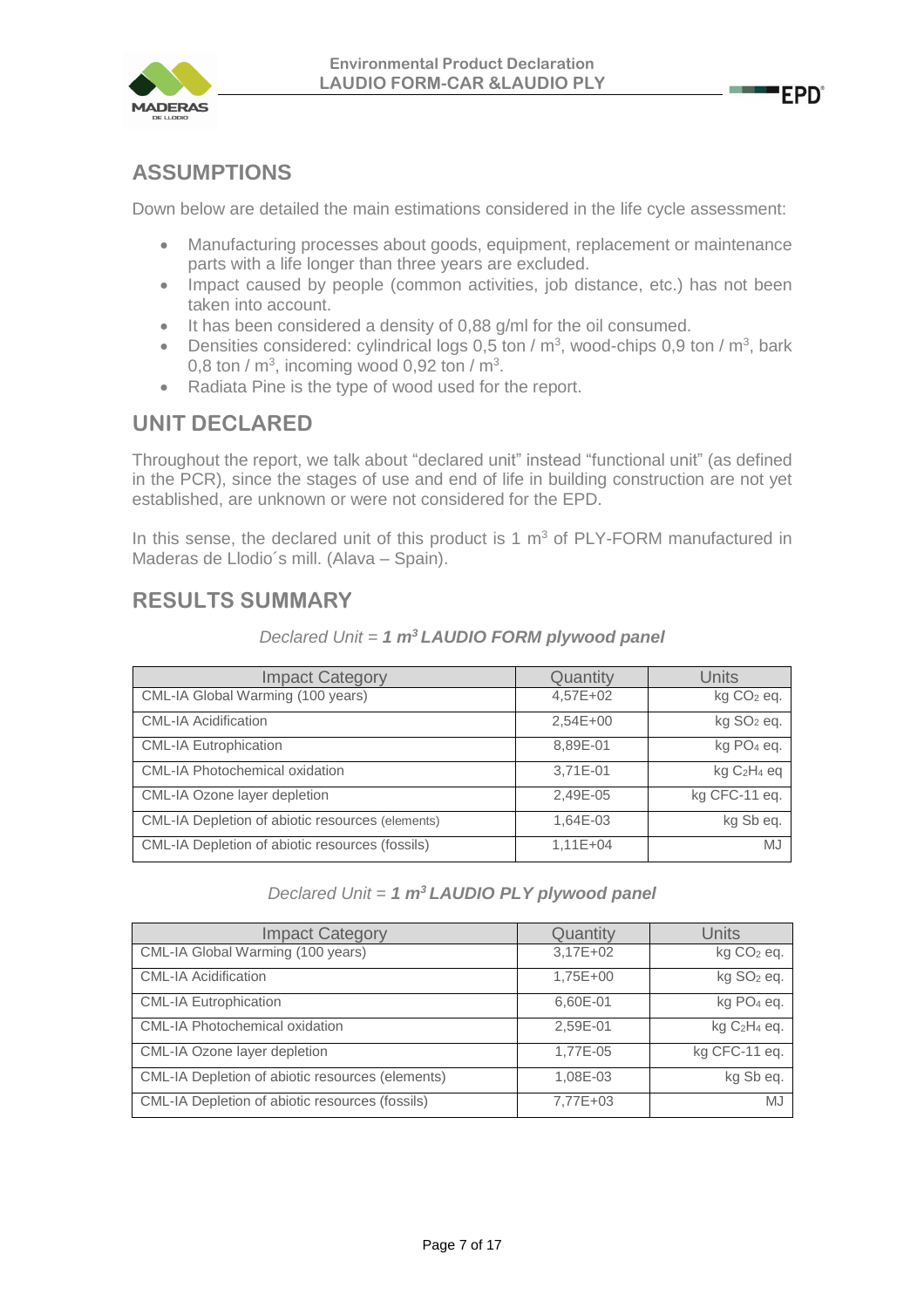## ASSUMPTIONS

Down below are detailed the main estimations considered in the life cycle assessment:

- Manufacturing processes about goods, equipment, replacement or maintenance parts with a life longer than three years are excluded.
- Impact caused by people (common activities, job distance, etc.) has not been taken into account.
- It has been considered a density of 0,88 g/ml for the oil consumed.
- Densities considered: cylindrical logs 0,5 ton / $m^3$, wood-chips 0,9 ton / $m^3$, bark 0,8 ton / $m^3$, incoming wood 0,92 ton / $m^3$.
- Radiata Pine is the type of wood used for the report.

## UNIT DECLARED

Throughout the report, we talk about "declared unit" instead "functional unit" (as defined in the PCR), since the stages of use and end of life in building construction are not yet established, are unknown or were not considered for the EPD.

In this sense, the declared unit of this product is 1 $m^3$ of PLY-FORM manufactured in Maderas de Llodio´s mill. (Alava – Spain).

## RESULTS SUMMARY

*Declared Unit = **1 $m^3$ LAUDIO FORM plywood panel***

| Impact Category | Quantity | Units |
|---|---|---|
| CML-IA Global Warming (100 years) | 4,57E+02 | kg $CO_2$ eq. |
| CML-IA Acidification | 2,54E+00 | kg $SO_2$ eq. |
| CML-IA Eutrophication | 8,89E-01 | kg $PO_4$ eq. |
| CML-IA Photochemical oxidation | 3,71E-01 | kg $C_2H_4$ eq |
| CML-IA Ozone layer depletion | 2,49E-05 | kg CFC-11 eq. |
| CML-IA Depletion of abiotic resources (elements) | 1,64E-03 | kg Sb eq. |
| CML-IA Depletion of abiotic resources (fossils) | 1,11E+04 | MJ |

*Declared Unit = **1 $m^3$ LAUDIO PLY plywood panel***

| Impact Category | Quantity | Units |
|---|---|---|
| CML-IA Global Warming (100 years) | 3,17E+02 | kg $CO_2$ eq. |
| CML-IA Acidification | 1,75E+00 | kg $SO_2$ eq. |
| CML-IA Eutrophication | 6,60E-01 | kg $PO_4$ eq. |
| CML-IA Photochemical oxidation | 2,59E-01 | kg $C_2H_4$ eq. |
| CML-IA Ozone layer depletion | 1,77E-05 | kg CFC-11 eq. |
| CML-IA Depletion of abiotic resources (elements) | 1,08E-03 | kg Sb eq. |
| CML-IA Depletion of abiotic resources (fossils) | 7,77E+03 | MJ |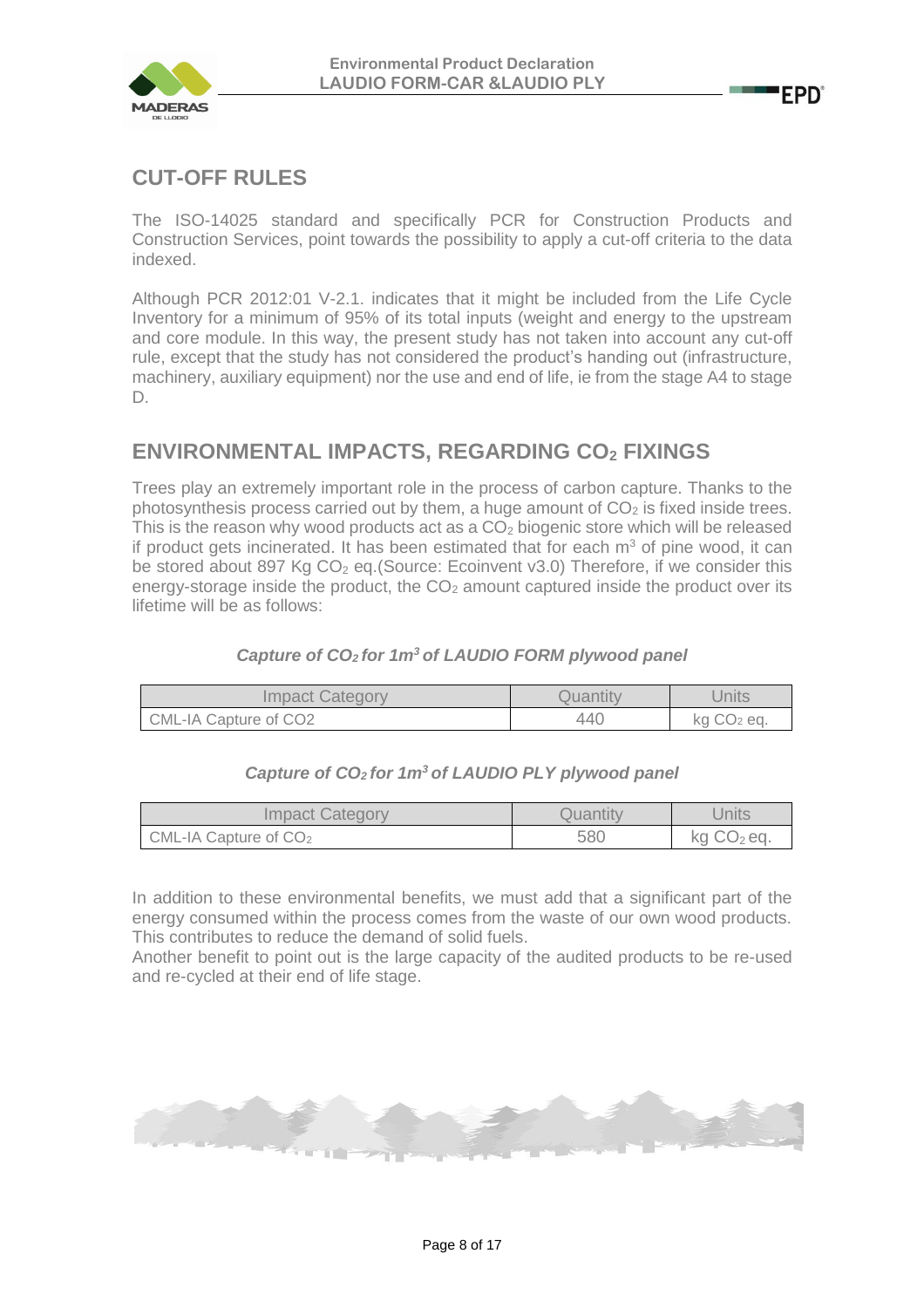## CUT-OFF RULES

The ISO-14025 standard and specifically PCR for Construction Products and Construction Services, point towards the possibility to apply a cut-off criteria to the data indexed.

Although PCR 2012:01 V-2.1. indicates that it might be included from the Life Cycle Inventory for a minimum of 95% of its total inputs (weight and energy to the upstream and core module. In this way, the present study has not taken into account any cut-off rule, except that the study has not considered the product's handing out (infrastructure, machinery, auxiliary equipment) nor the use and end of life, ie from the stage A4 to stage D.

## ENVIRONMENTAL IMPACTS, REGARDING $CO_2$ FIXINGS

Trees play an extremely important role in the process of carbon capture. Thanks to the photosynthesis process carried out by them, a huge amount of $CO_2$ is fixed inside trees. This is the reason why wood products act as a $CO_2$ biogenic store which will be released if product gets incinerated. It has been estimated that for each $m^3$ of pine wood, it can be stored about 897 Kg $CO_2$ eq.(Source: Ecoinvent v3.0) Therefore, if we consider this energy-storage inside the product, the $CO_2$ amount captured inside the product over its lifetime will be as follows:

***Capture of $CO_2$ for $1m^3$ of LAUDIO FORM plywood panel***

| Impact Category | Quantity | Units |
|---|---|---|
| CML-IA Capture of CO2 | 440 | kg $CO_2$ eq. |

***Capture of $CO_2$ for $1m^3$ of LAUDIO PLY plywood panel***

| Impact Category | Quantity | Units |
|---|---|---|
| CML-IA Capture of $CO_2$ | 580 | kg $CO_2$ eq. |

In addition to these environmental benefits, we must add that a significant part of the energy consumed within the process comes from the waste of our own wood products. This contributes to reduce the demand of solid fuels.

Another benefit to point out is the large capacity of the audited products to be re-used and re-cycled at their end of life stage.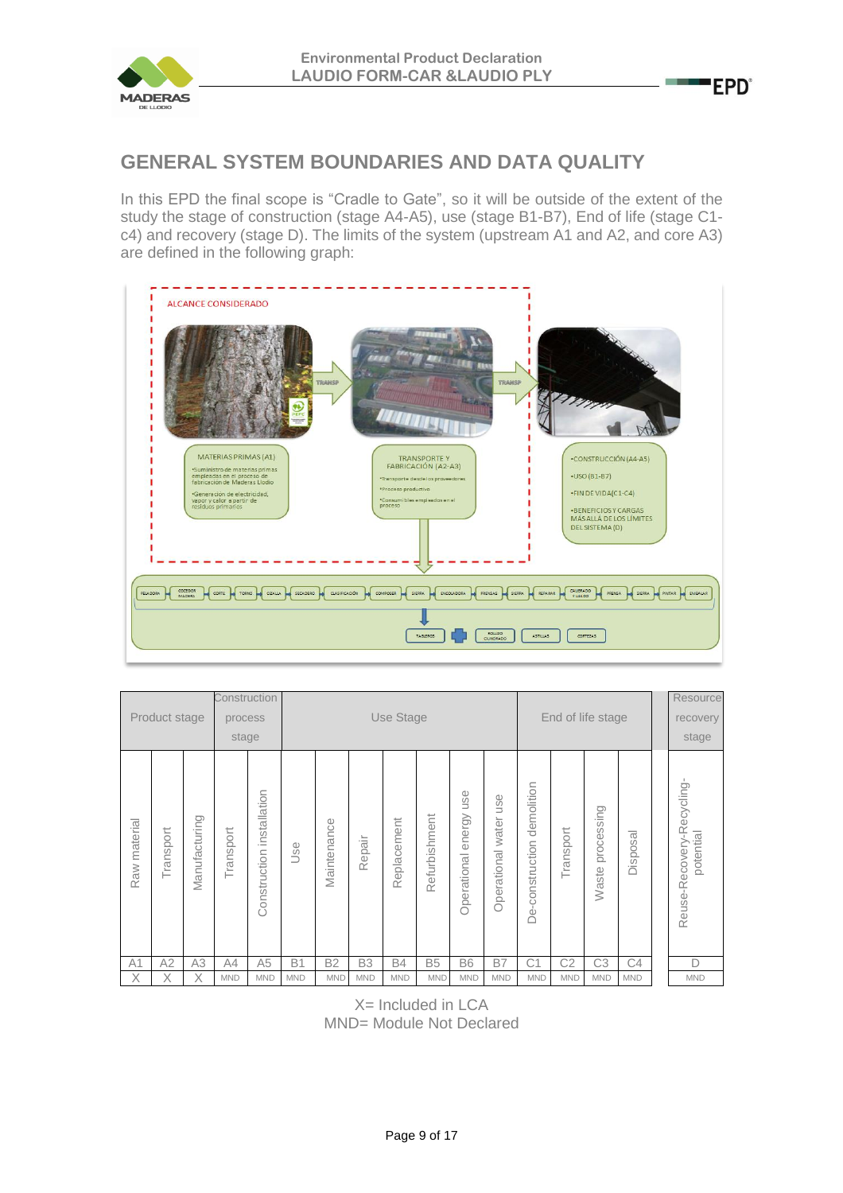## GENERAL SYSTEM BOUNDARIES AND DATA QUALITY

In this EPD the final scope is “Cradle to Gate”, so it will be outside of the extent of the study the stage of construction (stage A4-A5), use (stage B1-B7), End of life (stage C1-c4) and recovery (stage D). The limits of the system (upstream A1 and A2, and core A3) are defined in the following graph:

| Product stage | | | Construction process stage | | Use Stage | | | | | | | End of life stage | | | | Resource recovery stage |
|---|---|---|---|---|---|---|---|---|---|---|---|---|---|---|---|---|
| Raw material | Transport | Manufacturing | Transport | Construction installation | Use | Maintenance | Repair | Replacement | Refurbishment | Operational energy use | Operational water use | De-construction demolition | Transport | Waste processing | Disposal | Reuse-Recovery-Recycling-potential |
| A1 | A2 | A3 | A4 | A5 | B1 | B2 | B3 | B4 | B5 | B6 | B7 | C1 | C2 | C3 | C4 | D |
| X | X | X | MND | MND | MND | MND | MND | MND | MND | MND | MND | MND | MND | MND | MND | MND |

X= Included in LCA
MND= Module Not Declared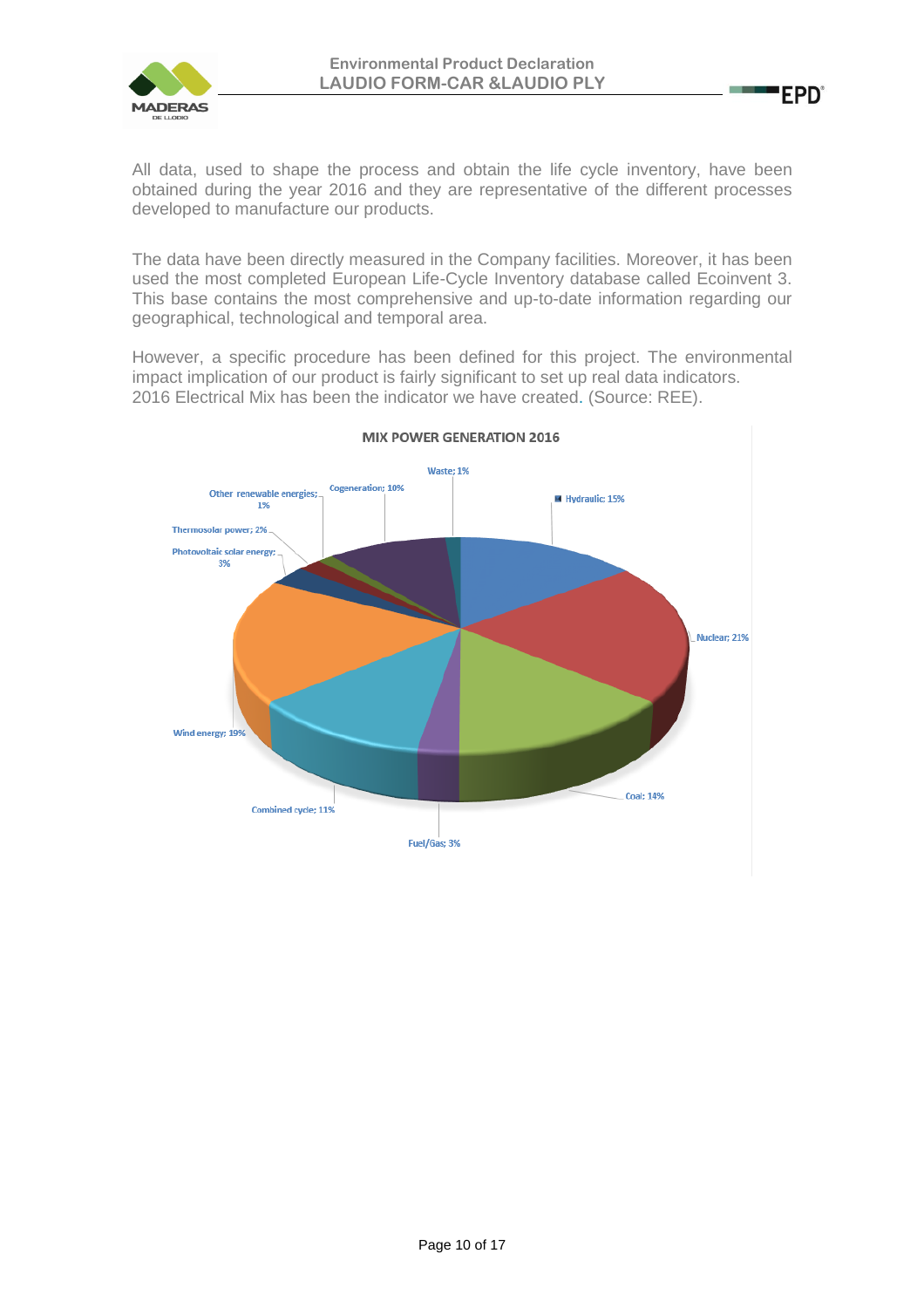All data, used to shape the process and obtain the life cycle inventory, have been obtained during the year 2016 and they are representative of the different processes developed to manufacture our products.

The data have been directly measured in the Company facilities. Moreover, it has been used the most completed European Life-Cycle Inventory database called Ecoinvent 3. This base contains the most comprehensive and up-to-date information regarding our geographical, technological and temporal area.

However, a specific procedure has been defined for this project. The environmental impact implication of our product is fairly significant to set up real data indicators. 2016 Electrical Mix has been the indicator we have created. (Source: REE).

**MIX POWER GENERATION 2016**

- Hydraulic; 15%
- Nuclear; 21%
- Coal; 14%
- Fuel/Gas; 3%
- Combined cycle; 11%
- Wind energy; 19%
- Photovoltaic solar energy; 3%
- Thermosolar power; 2%
- Other renewable energies; 1%
- Cogeneration; 10%
- Waste; 1%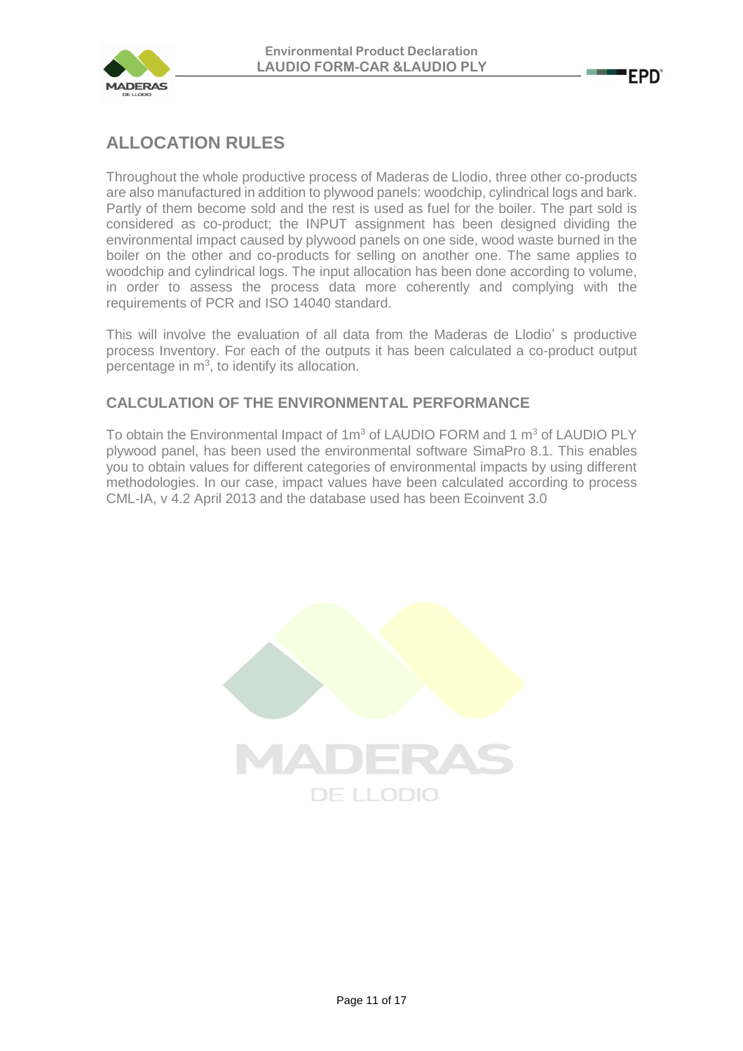## ALLOCATION RULES

Throughout the whole productive process of Maderas de Llodio, three other co-products are also manufactured in addition to plywood panels: woodchip, cylindrical logs and bark. Partly of them become sold and the rest is used as fuel for the boiler. The part sold is considered as co-product; the INPUT assignment has been designed dividing the environmental impact caused by plywood panels on one side, wood waste burned in the boiler on the other and co-products for selling on another one. The same applies to woodchip and cylindrical logs. The input allocation has been done according to volume, in order to assess the process data more coherently and complying with the requirements of PCR and ISO 14040 standard.

This will involve the evaluation of all data from the Maderas de Llodio' s productive process Inventory. For each of the outputs it has been calculated a co-product output percentage in $m^3$, to identify its allocation.

### CALCULATION OF THE ENVIRONMENTAL PERFORMANCE

To obtain the Environmental Impact of $1m^3$ of LAUDIO FORM and 1 $m^3$ of LAUDIO PLY plywood panel, has been used the environmental software SimaPro 8.1. This enables you to obtain values for different categories of environmental impacts by using different methodologies. In our case, impact values have been calculated according to process CML-IA, v 4.2 April 2013 and the database used has been Ecoinvent 3.0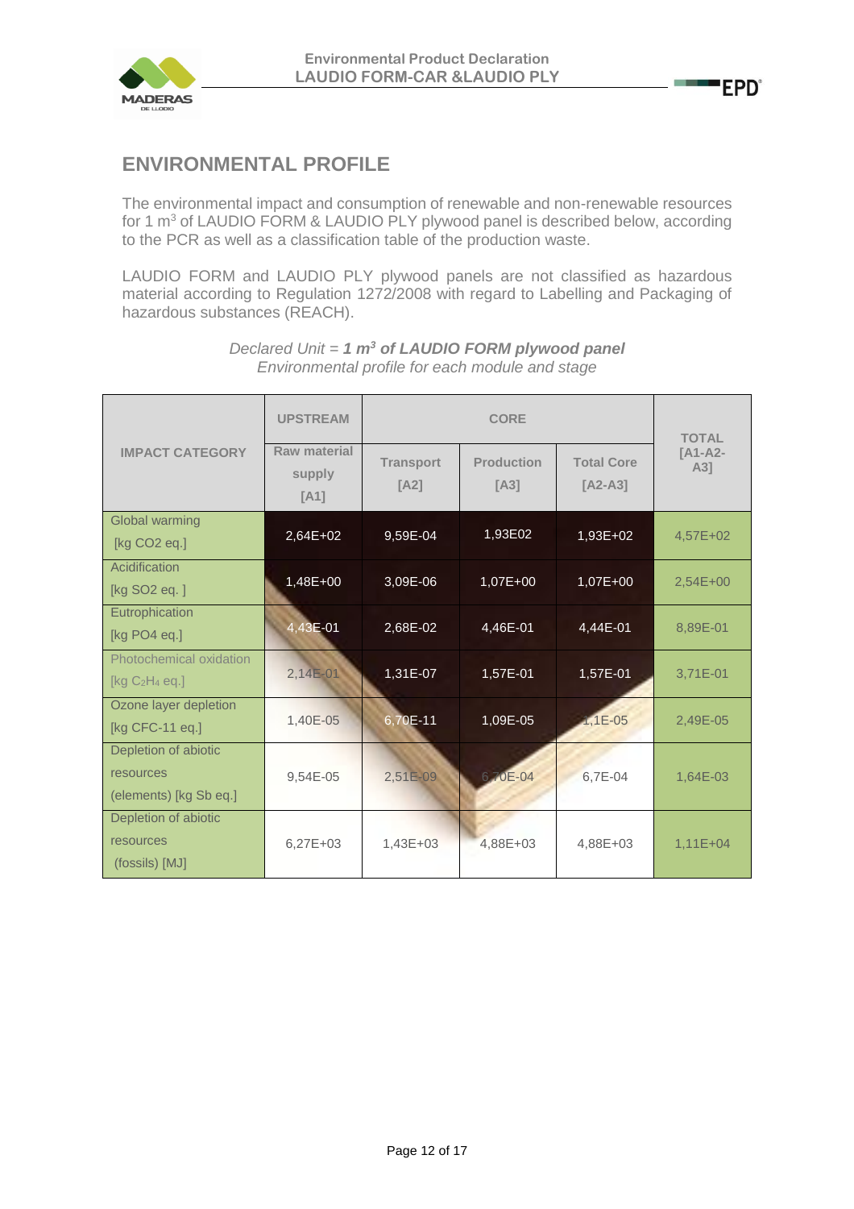## ENVIRONMENTAL PROFILE

The environmental impact and consumption of renewable and non-renewable resources for 1 m$^3$ of LAUDIO FORM & LAUDIO PLY plywood panel is described below, according to the PCR as well as a classification table of the production waste.

LAUDIO FORM and LAUDIO PLY plywood panels are not classified as hazardous material according to Regulation 1272/2008 with regard to Labelling and Packaging of hazardous substances (REACH).

*Declared Unit = **1 m$^3$ of LAUDIO FORM plywood panel***
*Environmental profile for each module and stage*

| IMPACT CATEGORY | UPSTREAM | CORE | | | TOTAL [A1-A2-A3] |
|---|---|---|---|---|---|
| | Raw material supply [A1] | Transport [A2] | Production [A3] | Total Core [A2-A3] | |
| Global warming [kg $CO_2$ eq.] | 2,64E+02 | 9,59E-04 | 1,93E02 | 1,93E+02 | 4,57E+02 |
| Acidification [kg $SO_2$ eq. ] | 1,48E+00 | 3,09E-06 | 1,07E+00 | 1,07E+00 | 2,54E+00 |
| Eutrophication [kg $PO_4$ eq.] | 4,43E-01 | 2,68E-02 | 4,46E-01 | 4,44E-01 | 8,89E-01 |
| Photochemical oxidation [kg $C_2H_4$ eq.] | 2,14E-01 | 1,31E-07 | 1,57E-01 | 1,57E-01 | 3,71E-01 |
| Ozone layer depletion [kg CFC-11 eq.] | 1,40E-05 | 6,70E-11 | 1,09E-05 | 1,1E-05 | 2,49E-05 |
| Depletion of abiotic resources (elements) [kg Sb eq.] | 9,54E-05 | 2,51E-09 | 6,70E-04 | 6,7E-04 | 1,64E-03 |
| Depletion of abiotic resources (fossils) [MJ] | 6,27E+03 | 1,43E+03 | 4,88E+03 | 4,88E+03 | 1,11E+04 |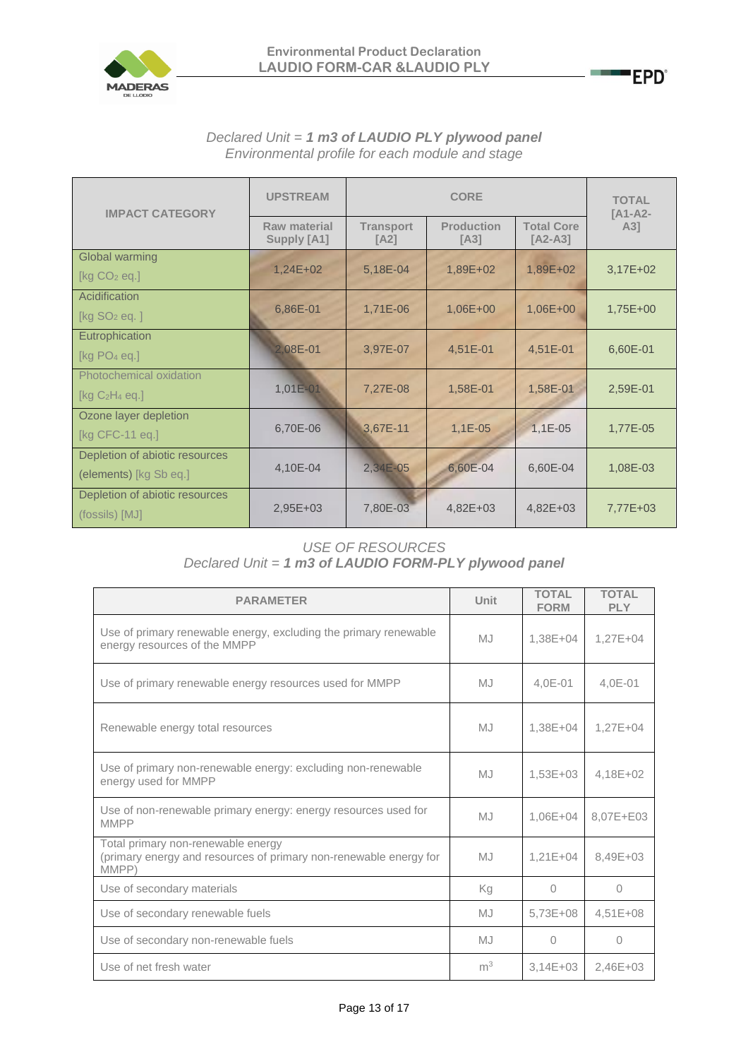*Declared Unit = **1 m3 of LAUDIO PLY plywood panel***
*Environmental profile for each module and stage*

| IMPACT CATEGORY | UPSTREAM | CORE | | | TOTAL [A1-A2-A3] |
|---|---|---|---|---|---|
| | Raw material Supply [A1] | Transport [A2] | Production [A3] | Total Core [A2-A3] | |
| Global warming [kg $CO_2$ eq.] | 1,24E+02 | 5,18E-04 | 1,89E+02 | 1,89E+02 | 3,17E+02 |
| Acidification [kg $SO_2$ eq. ] | 6,86E-01 | 1,71E-06 | 1,06E+00 | 1,06E+00 | 1,75E+00 |
| Eutrophication [kg $PO_4$ eq.] | 2,08E-01 | 3,97E-07 | 4,51E-01 | 4,51E-01 | 6,60E-01 |
| Photochemical oxidation [kg $C_2H_4$ eq.] | 1,01E-01 | 7,27E-08 | 1,58E-01 | 1,58E-01 | 2,59E-01 |
| Ozone layer depletion [kg CFC-11 eq.] | 6,70E-06 | 3,67E-11 | 1,1E-05 | 1,1E-05 | 1,77E-05 |
| Depletion of abiotic resources (elements) [kg Sb eq.] | 4,10E-04 | 2,34E-05 | 6,60E-04 | 6,60E-04 | 1,08E-03 |
| Depletion of abiotic resources (fossils) [MJ] | 2,95E+03 | 7,80E-03 | 4,82E+03 | 4,82E+03 | 7,77E+03 |

*USE OF RESOURCES*
*Declared Unit = **1 m3 of LAUDIO FORM-PLY plywood panel***

| PARAMETER | Unit | TOTAL FORM | TOTAL PLY |
|---|---|---|---|
| Use of primary renewable energy, excluding the primary renewable energy resources of the MMPP | MJ | 1,38E+04 | 1,27E+04 |
| Use of primary renewable energy resources used for MMPP | MJ | 4,0E-01 | 4,0E-01 |
| Renewable energy total resources | MJ | 1,38E+04 | 1,27E+04 |
| Use of primary non-renewable energy: excluding non-renewable energy used for MMPP | MJ | 1,53E+03 | 4,18E+02 |
| Use of non-renewable primary energy: energy resources used for MMPP | MJ | 1,06E+04 | 8,07E+E03 |
| Total primary non-renewable energy (primary energy and resources of primary non-renewable energy for MMPP) | MJ | 1,21E+04 | 8,49E+03 |
| Use of secondary materials | Kg | 0 | 0 |
| Use of secondary renewable fuels | MJ | 5,73E+08 | 4,51E+08 |
| Use of secondary non-renewable fuels | MJ | 0 | 0 |
| Use of net fresh water | $m^3$ | 3,14E+03 | 2,46E+03 |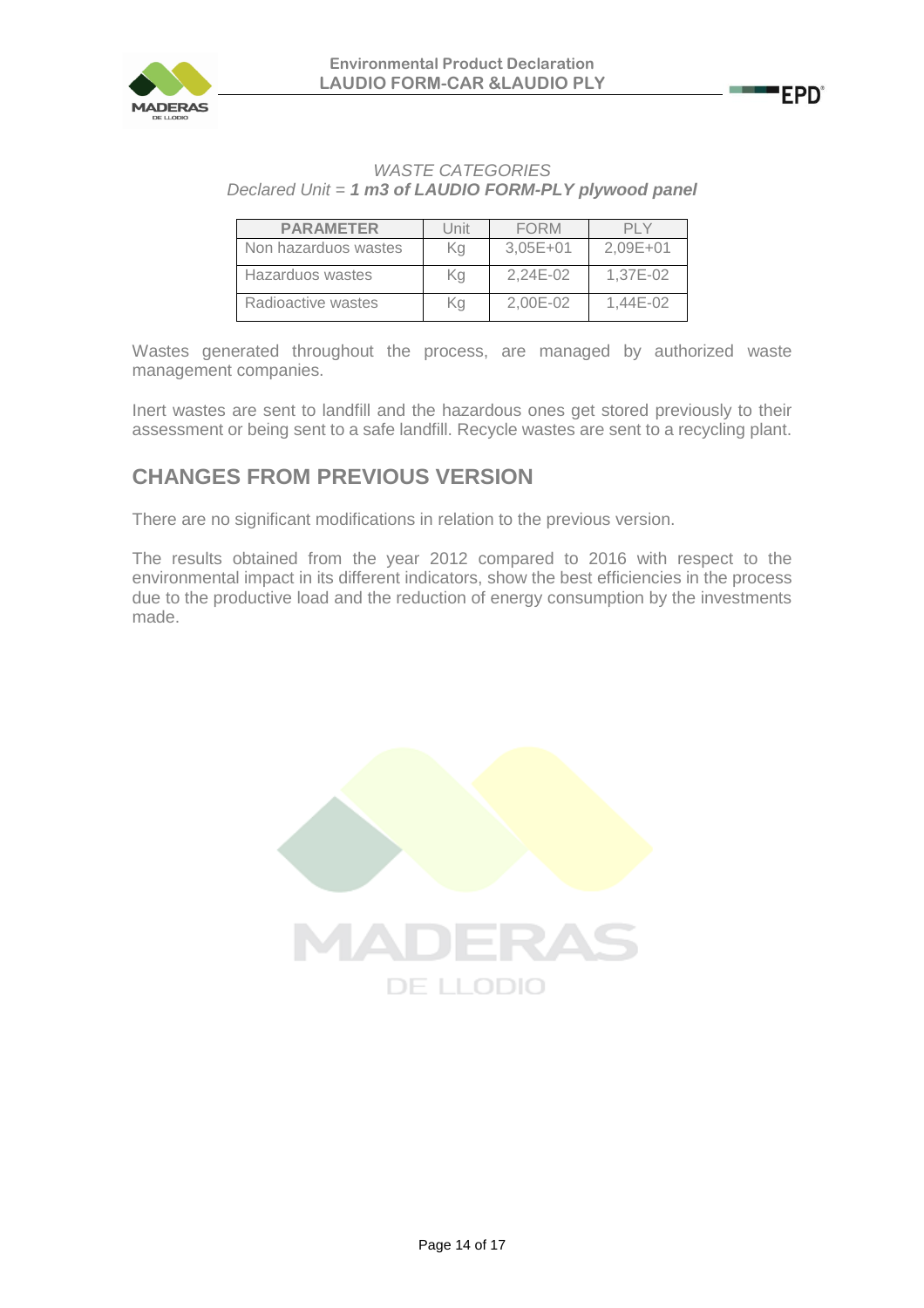*WASTE CATEGORIES*
*Declared Unit = **1 m3 of LAUDIO FORM-PLY plywood panel***

| PARAMETER | Unit | FORM | PLY |
|---|---|---|---|
| Non hazarduos wastes | Kg | 3,05E+01 | 2,09E+01 |
| Hazarduos wastes | Kg | 2,24E-02 | 1,37E-02 |
| Radioactive wastes | Kg | 2,00E-02 | 1,44E-02 |

Wastes generated throughout the process, are managed by authorized waste management companies.

Inert wastes are sent to landfill and the hazardous ones get stored previously to their assessment or being sent to a safe landfill. Recycle wastes are sent to a recycling plant.

## CHANGES FROM PREVIOUS VERSION

There are no significant modifications in relation to the previous version.

The results obtained from the year 2012 compared to 2016 with respect to the environmental impact in its different indicators, show the best efficiencies in the process due to the productive load and the reduction of energy consumption by the investments made.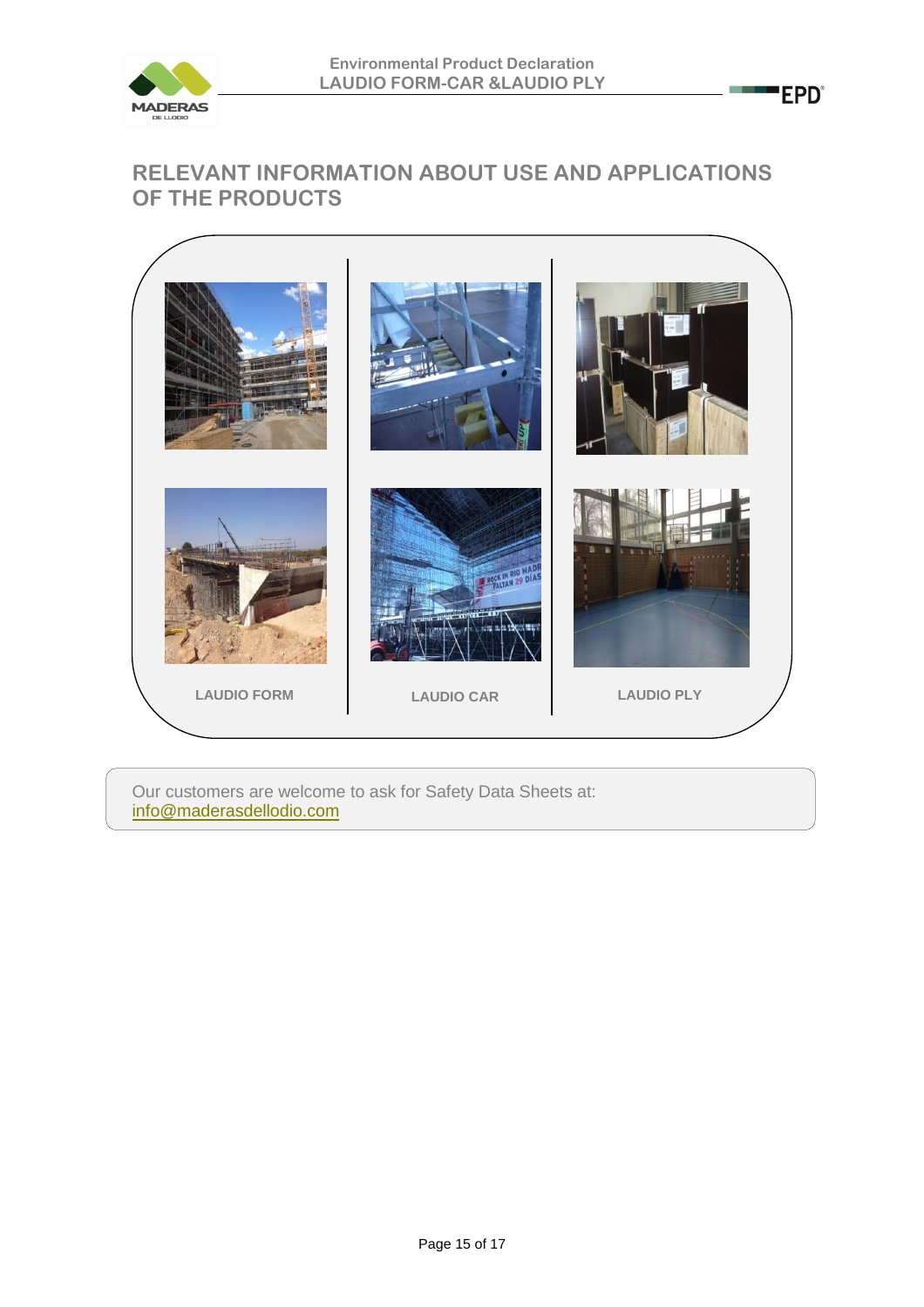## RELEVANT INFORMATION ABOUT USE AND APPLICATIONS OF THE PRODUCTS

| LAUDIO FORM | LAUDIO CAR | LAUDIO PLY |
| --- | --- | --- |

Our customers are welcome to ask for Safety Data Sheets at: info@maderasdellodio.com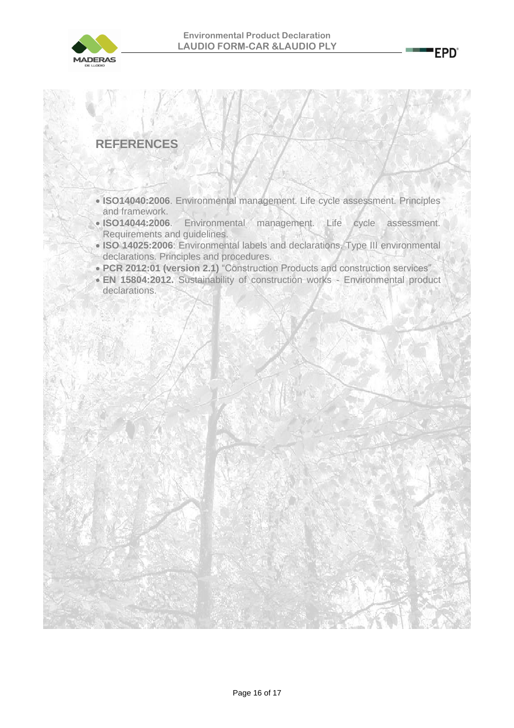## REFERENCES

- **ISO14040:2006**. Environmental management. Life cycle assessment. Principles and framework.
- **ISO14044:2006**. Environmental management. Life cycle assessment. Requirements and guidelines.
- **ISO 14025:2006**: Environmental labels and declarations. Type III environmental declarations. Principles and procedures.
- **PCR 2012:01 (version 2.1)** "Construction Products and construction services"
- **EN 15804:2012.** Sustainability of construction works - Environmental product declarations.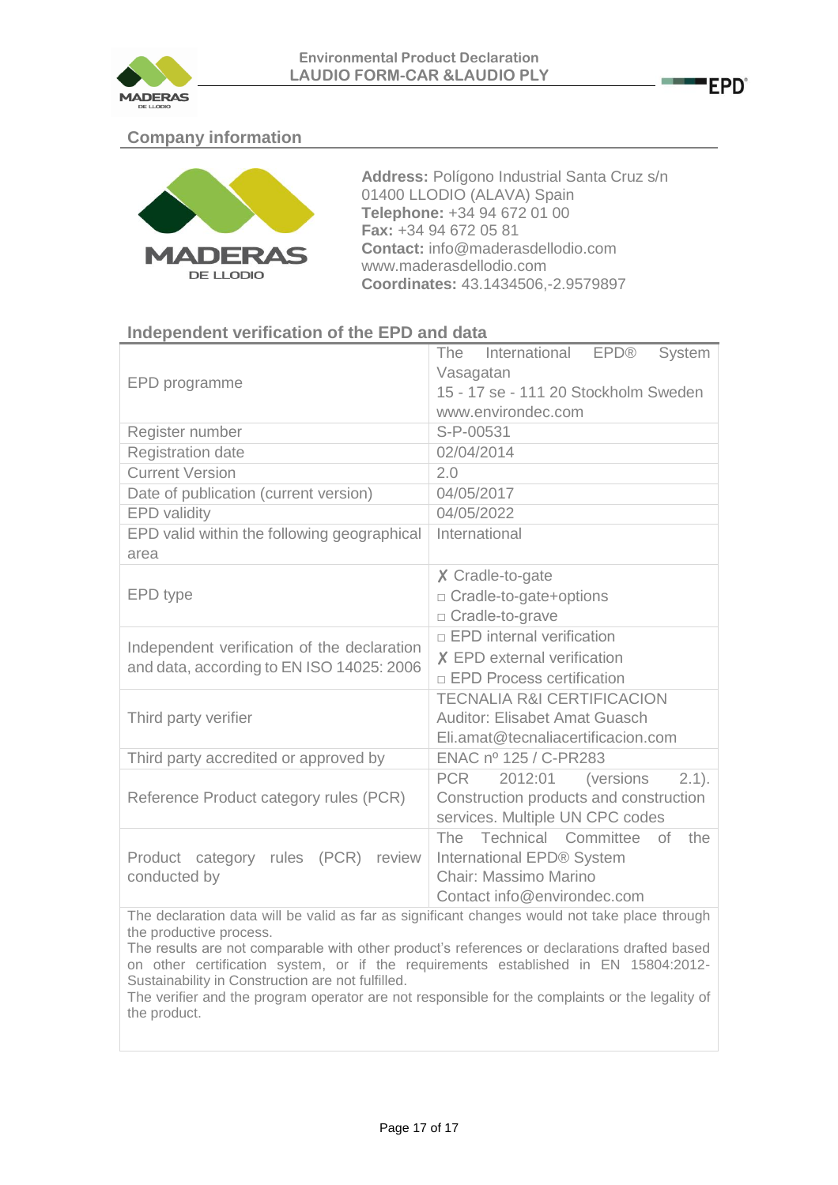## Company information

**Address:** Polígono Industrial Santa Cruz s/n
01400 LLODIO (ALAVA) Spain
**Telephone:** +34 94 672 01 00
**Fax:** +34 94 672 05 81
**Contact:** info@maderasdellodio.com
www.maderasdellodio.com
**Coordinates:** 43.1434506,-2.9579897

## Independent verification of the EPD and data

| | |
|---|---|
| EPD programme | The International EPD® System Vasagatan 15 - 17 se - 111 20 Stockholm Sweden www.environdec.com |
| Register number | S-P-00531 |
| Registration date | 02/04/2014 |
| Current Version | 2.0 |
| Date of publication (current version) | 04/05/2017 |
| EPD validity | 04/05/2022 |
| EPD valid within the following geographical area | International |
| EPD type | ✗ Cradle-to-gate<br>□ Cradle-to-gate+options<br>□ Cradle-to-grave |
| Independent verification of the declaration and data, according to EN ISO 14025: 2006 | □ EPD internal verification<br>✗ EPD external verification<br>□ EPD Process certification |
| Third party verifier | TECNALIA R&I CERTIFICACION<br>Auditor: Elisabet Amat Guasch<br>Eli.amat@tecnaliacertificacion.com |
| Third party accredited or approved by | ENAC nº 125 / C-PR283 |
| Reference Product category rules (PCR) | PCR 2012:01 (versions 2.1). Construction products and construction services. Multiple UN CPC codes |
| Product category rules (PCR) review conducted by | The Technical Committee of the International EPD® System<br>Chair: Massimo Marino<br>Contact info@environdec.com |

The declaration data will be valid as far as significant changes would not take place through the productive process.

The results are not comparable with other product's references or declarations drafted based on other certification system, or if the requirements established in EN 15804:2012-Sustainability in Construction are not fulfilled.

The verifier and the program operator are not responsible for the complaints or the legality of the product.